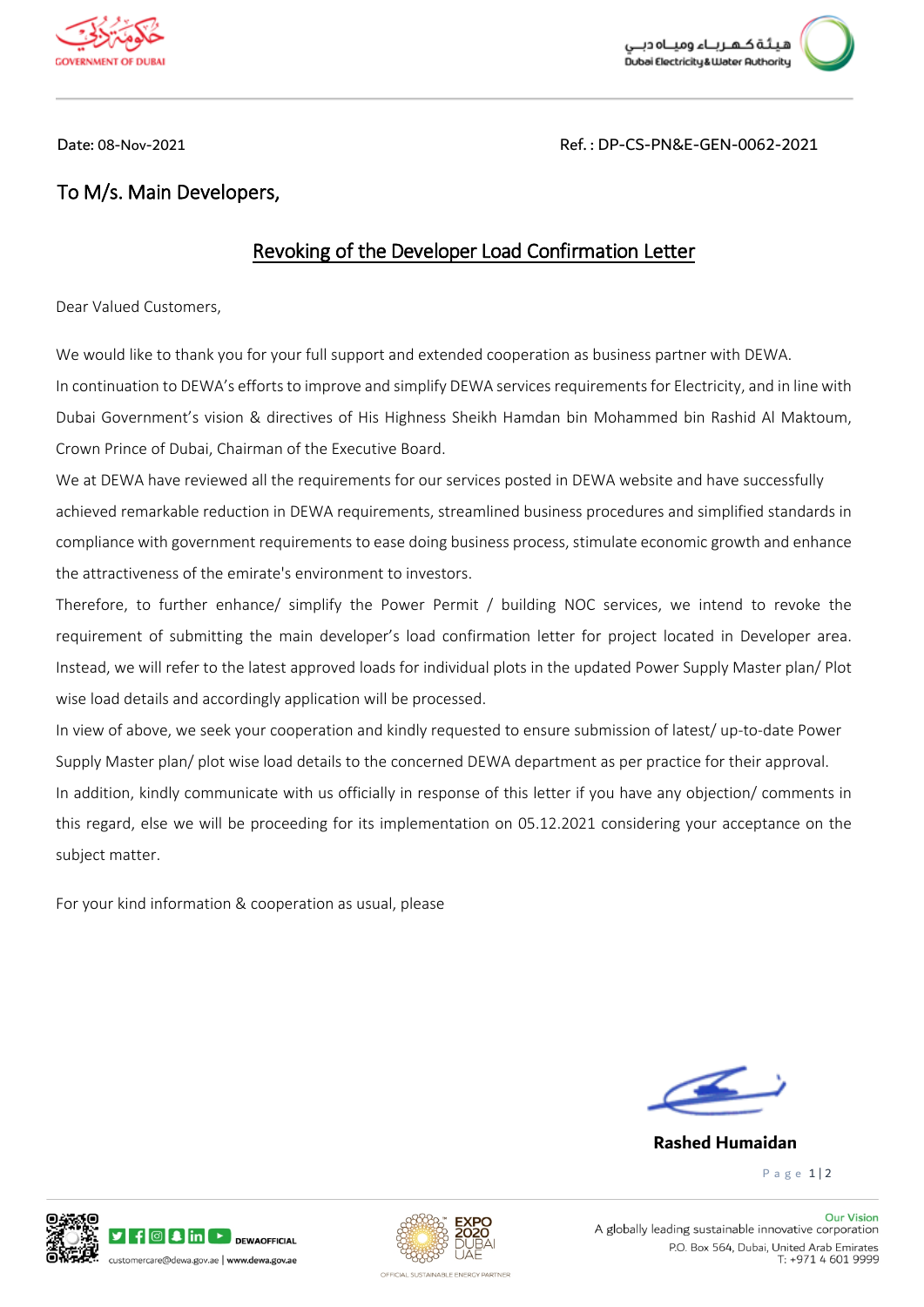Date: 08-Nov-2021

Ref. : DP-CS-PN&E-GEN-0062-2021

To M/s. Main Developers,

## Revoking of the Developer Load Confirmation Letter

Dear Valued Customers,

We would like to thank you for your full support and extended cooperation as business partner with DEWA.

In continuation to DEWA's efforts to improve and simplify DEWA services requirements for Electricity, and in line with Dubai Government's vision & directives of His Highness Sheikh Hamdan bin Mohammed bin Rashid Al Maktoum, Crown Prince of Dubai, Chairman of the Executive Board.

We at DEWA have reviewed all the requirements for our services posted in DEWA website and have successfully achieved remarkable reduction in DEWA requirements, streamlined business procedures and simplified standards in compliance with government requirements to ease doing business process, stimulate economic growth and enhance the attractiveness of the emirate's environment to investors.

Therefore, to further enhance/ simplify the Power Permit / building NOC services, we intend to revoke the requirement of submitting the main developer's load confirmation letter for project located in Developer area. Instead, we will refer to the latest approved loads for individual plots in the updated Power Supply Master plan/ Plot wise load details and accordingly application will be processed.

In view of above, we seek your cooperation and kindly requested to ensure submission of latest/ up-to-date Power Supply Master plan/ plot wise load details to the concerned DEWA department as per practice for their approval.

In addition, kindly communicate with us officially in response of this letter if you have any objection/ comments in this regard, else we will be proceeding for its implementation on 05.12.2021 considering your acceptance on the subject matter.

For your kind information & cooperation as usual, please

**Rashed Humaidan**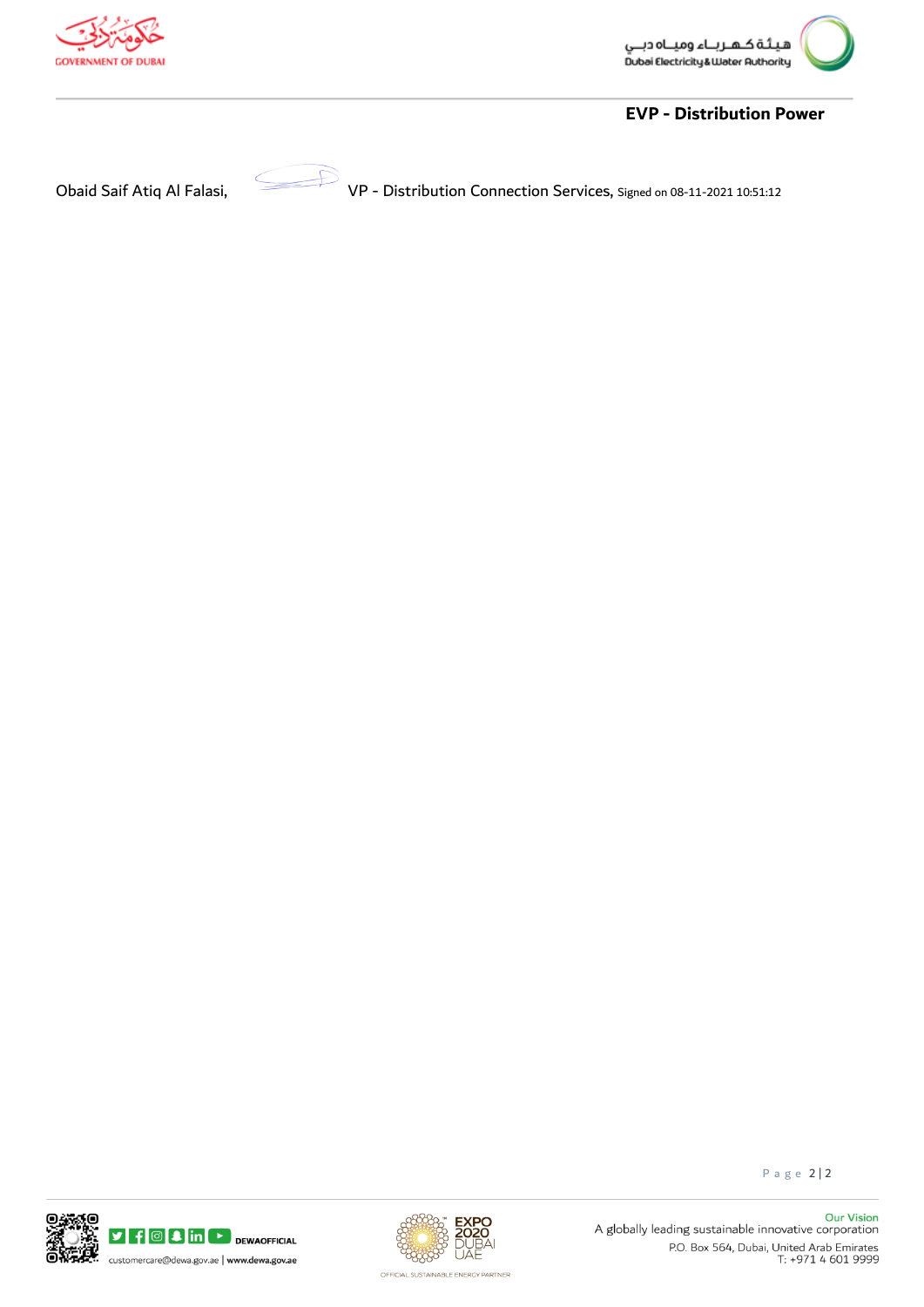**EVP - Distribution Power**

Obaid Saif Atiq Al Falasi, VP - Distribution Connection Services, Signed on 08-11-2021 10:51:12